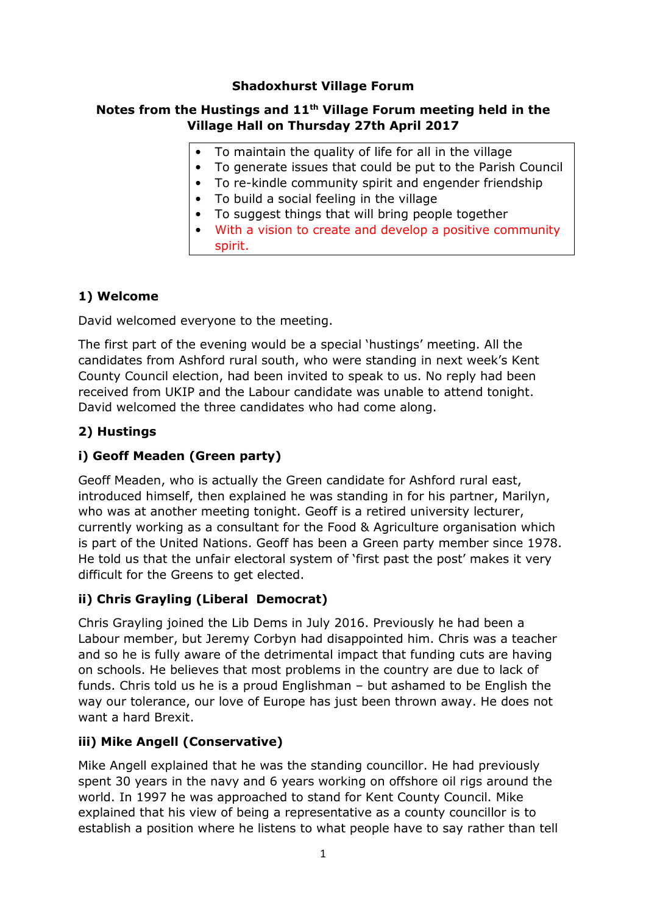# Shadoxhurst Village Forum

## Notes from the Hustings and 11th Village Forum meeting held in the Village Hall on Thursday 27th April 2017

- To maintain the quality of life for all in the village
- To generate issues that could be put to the Parish Council
- To re-kindle community spirit and engender friendship
- To build a social feeling in the village
- To suggest things that will bring people together
- With a vision to create and develop a positive community spirit.

### 1) Welcome

David welcomed everyone to the meeting.

The first part of the evening would be a special 'hustings' meeting. All the candidates from Ashford rural south, who were standing in next week's Kent County Council election, had been invited to speak to us. No reply had been received from UKIP and the Labour candidate was unable to attend tonight. David welcomed the three candidates who had come along.

### 2) Hustings

#### i) Geoff Meaden (Green party)

Geoff Meaden, who is actually the Green candidate for Ashford rural east, introduced himself, then explained he was standing in for his partner, Marilyn, who was at another meeting tonight. Geoff is a retired university lecturer, currently working as a consultant for the Food & Agriculture organisation which is part of the United Nations. Geoff has been a Green party member since 1978. He told us that the unfair electoral system of 'first past the post' makes it very difficult for the Greens to get elected.

#### ii) Chris Grayling (Liberal Democrat)

Chris Grayling joined the Lib Dems in July 2016. Previously he had been a Labour member, but Jeremy Corbyn had disappointed him. Chris was a teacher and so he is fully aware of the detrimental impact that funding cuts are having on schools. He believes that most problems in the country are due to lack of funds. Chris told us he is a proud Englishman – but ashamed to be English the way our tolerance, our love of Europe has just been thrown away. He does not want a hard Brexit.

#### iii) Mike Angell (Conservative)

Mike Angell explained that he was the standing councillor. He had previously spent 30 years in the navy and 6 years working on offshore oil rigs around the world. In 1997 he was approached to stand for Kent County Council. Mike explained that his view of being a representative as a county councillor is to establish a position where he listens to what people have to say rather than tell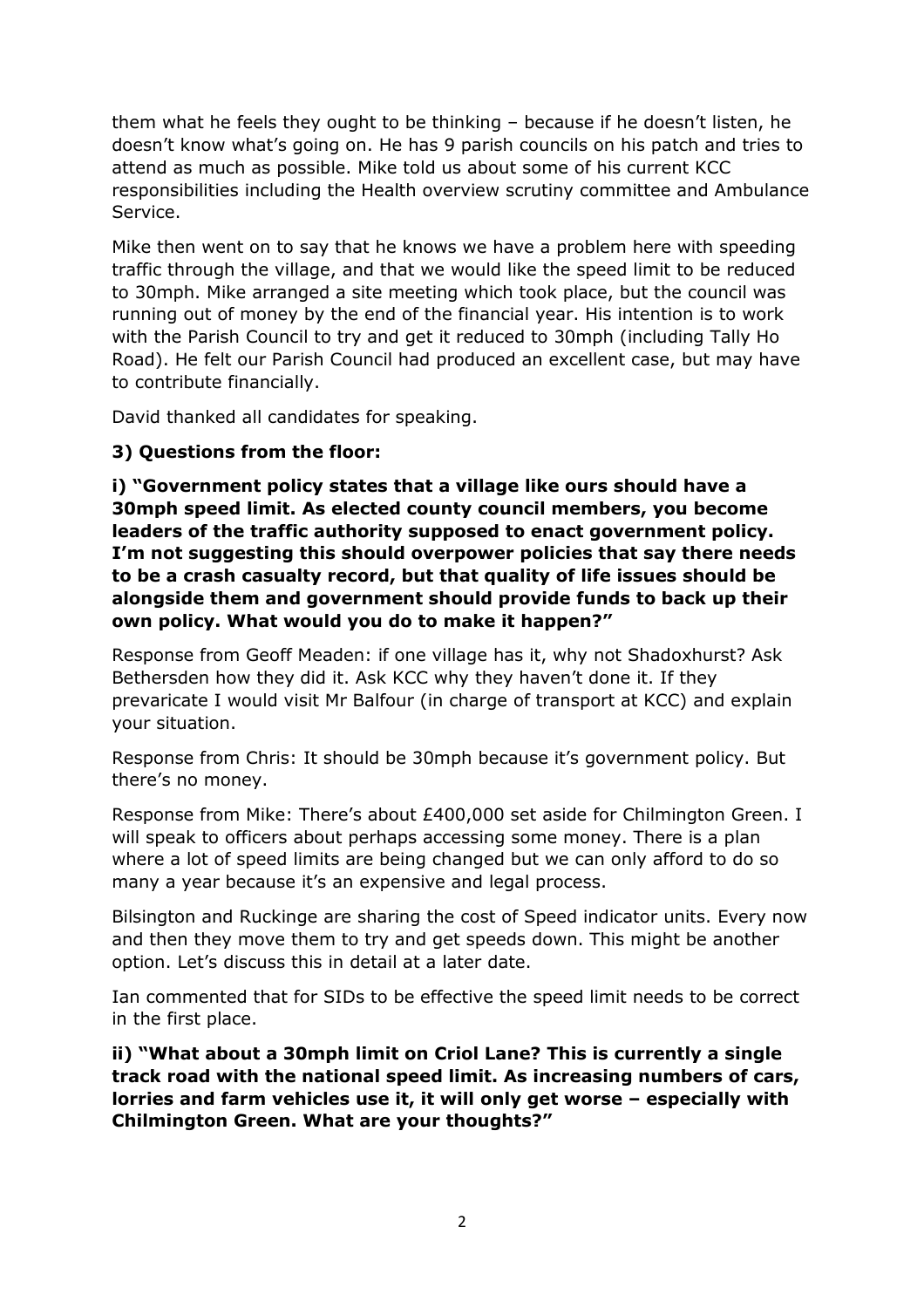them what he feels they ought to be thinking – because if he doesn't listen, he doesn't know what's going on. He has 9 parish councils on his patch and tries to attend as much as possible. Mike told us about some of his current KCC responsibilities including the Health overview scrutiny committee and Ambulance Service.

Mike then went on to say that he knows we have a problem here with speeding traffic through the village, and that we would like the speed limit to be reduced to 30mph. Mike arranged a site meeting which took place, but the council was running out of money by the end of the financial year. His intention is to work with the Parish Council to try and get it reduced to 30mph (including Tally Ho Road). He felt our Parish Council had produced an excellent case, but may have to contribute financially.

David thanked all candidates for speaking.

**3) Questions from the floor:**

**i) "Government policy states that a village like ours should have a 30mph speed limit. As elected county council members, you become leaders of the traffic authority supposed to enact government policy. I'm not suggesting this should overpower policies that say there needs to be a crash casualty record, but that quality of life issues should be alongside them and government should provide funds to back up their own policy. What would you do to make it happen?"**

Response from Geoff Meaden: if one village has it, why not Shadoxhurst? Ask Bethersden how they did it. Ask KCC why they haven't done it. If they prevaricate I would visit Mr Balfour (in charge of transport at KCC) and explain your situation.

Response from Chris: It should be 30mph because it's government policy. But there's no money.

Response from Mike: There's about £400,000 set aside for Chilmington Green. I will speak to officers about perhaps accessing some money. There is a plan where a lot of speed limits are being changed but we can only afford to do so many a year because it's an expensive and legal process.

Bilsington and Ruckinge are sharing the cost of Speed indicator units. Every now and then they move them to try and get speeds down. This might be another option. Let's discuss this in detail at a later date.

Ian commented that for SIDs to be effective the speed limit needs to be correct in the first place.

**ii) "What about a 30mph limit on Criol Lane? This is currently a single track road with the national speed limit. As increasing numbers of cars, lorries and farm vehicles use it, it will only get worse – especially with Chilmington Green. What are your thoughts?"**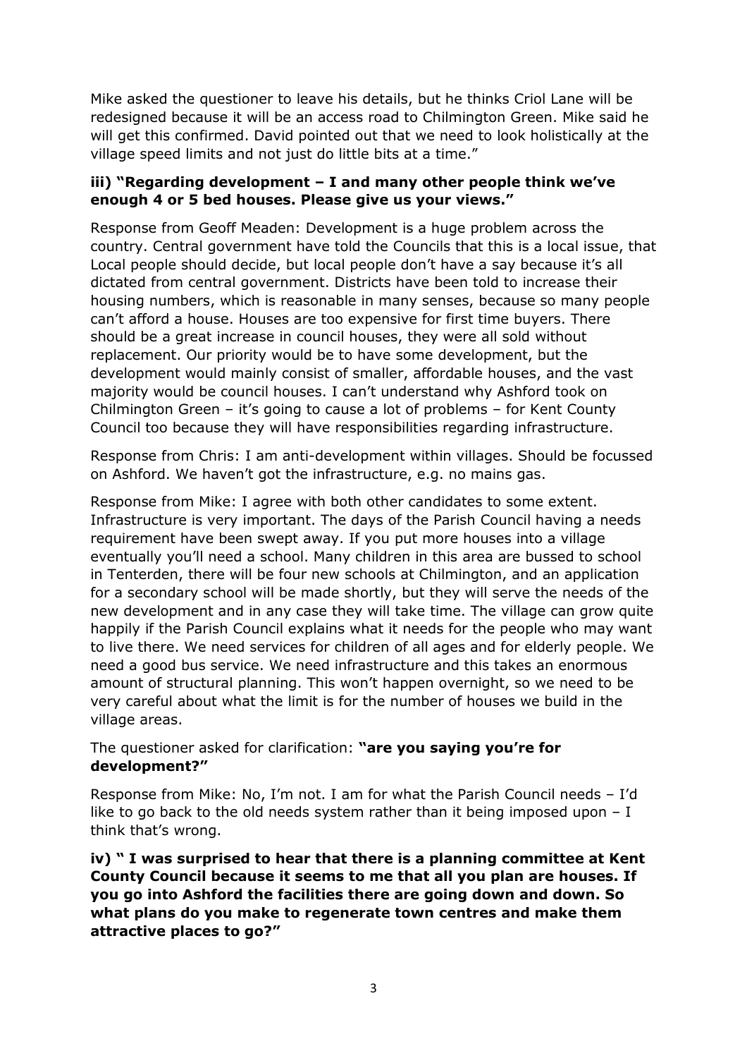Mike asked the questioner to leave his details, but he thinks Criol Lane will be redesigned because it will be an access road to Chilmington Green. Mike said he will get this confirmed. David pointed out that we need to look holistically at the village speed limits and not just do little bits at a time."

**iii) "Regarding development – I and many other people think we've enough 4 or 5 bed houses. Please give us your views."**

Response from Geoff Meaden: Development is a huge problem across the country. Central government have told the Councils that this is a local issue, that Local people should decide, but local people don't have a say because it's all dictated from central government. Districts have been told to increase their housing numbers, which is reasonable in many senses, because so many people can't afford a house. Houses are too expensive for first time buyers. There should be a great increase in council houses, they were all sold without replacement. Our priority would be to have some development, but the development would mainly consist of smaller, affordable houses, and the vast majority would be council houses. I can't understand why Ashford took on Chilmington Green – it's going to cause a lot of problems – for Kent County Council too because they will have responsibilities regarding infrastructure.

Response from Chris: I am anti-development within villages. Should be focussed on Ashford. We haven't got the infrastructure, e.g. no mains gas.

Response from Mike: I agree with both other candidates to some extent. Infrastructure is very important. The days of the Parish Council having a needs requirement have been swept away. If you put more houses into a village eventually you'll need a school. Many children in this area are bussed to school in Tenterden, there will be four new schools at Chilmington, and an application for a secondary school will be made shortly, but they will serve the needs of the new development and in any case they will take time. The village can grow quite happily if the Parish Council explains what it needs for the people who may want to live there. We need services for children of all ages and for elderly people. We need a good bus service. We need infrastructure and this takes an enormous amount of structural planning. This won't happen overnight, so we need to be very careful about what the limit is for the number of houses we build in the village areas.

The questioner asked for clarification: **"are you saying you're for development?"**

Response from Mike: No, I'm not. I am for what the Parish Council needs – I'd like to go back to the old needs system rather than it being imposed upon – I think that's wrong.

**iv) " I was surprised to hear that there is a planning committee at Kent County Council because it seems to me that all you plan are houses. If you go into Ashford the facilities there are going down and down. So what plans do you make to regenerate town centres and make them attractive places to go?"**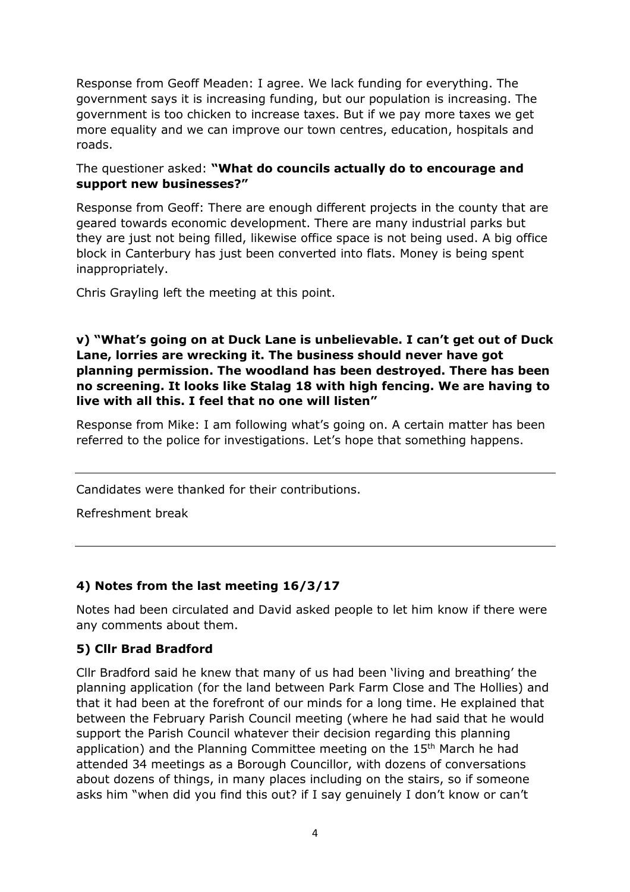Response from Geoff Meaden: I agree. We lack funding for everything. The government says it is increasing funding, but our population is increasing. The government is too chicken to increase taxes. But if we pay more taxes we get more equality and we can improve our town centres, education, hospitals and roads.

The questioner asked: **"What do councils actually do to encourage and support new businesses?"**

Response from Geoff: There are enough different projects in the county that are geared towards economic development. There are many industrial parks but they are just not being filled, likewise office space is not being used. A big office block in Canterbury has just been converted into flats. Money is being spent inappropriately.

Chris Grayling left the meeting at this point.

**v) "What's going on at Duck Lane is unbelievable. I can't get out of Duck Lane, lorries are wrecking it. The business should never have got planning permission. The woodland has been destroyed. There has been no screening. It looks like Stalag 18 with high fencing. We are having to live with all this. I feel that no one will listen"**

Response from Mike: I am following what's going on. A certain matter has been referred to the police for investigations. Let's hope that something happens.

---

Candidates were thanked for their contributions.

Refreshment break

---

### 4) Notes from the last meeting 16/3/17

Notes had been circulated and David asked people to let him know if there were any comments about them.

### 5) Cllr Brad Bradford

Cllr Bradford said he knew that many of us had been 'living and breathing' the planning application (for the land between Park Farm Close and The Hollies) and that it had been at the forefront of our minds for a long time. He explained that between the February Parish Council meeting (where he had said that he would support the Parish Council whatever their decision regarding this planning application) and the Planning Committee meeting on the 15th March he had attended 34 meetings as a Borough Councillor, with dozens of conversations about dozens of things, in many places including on the stairs, so if someone asks him "when did you find this out? if I say genuinely I don't know or can't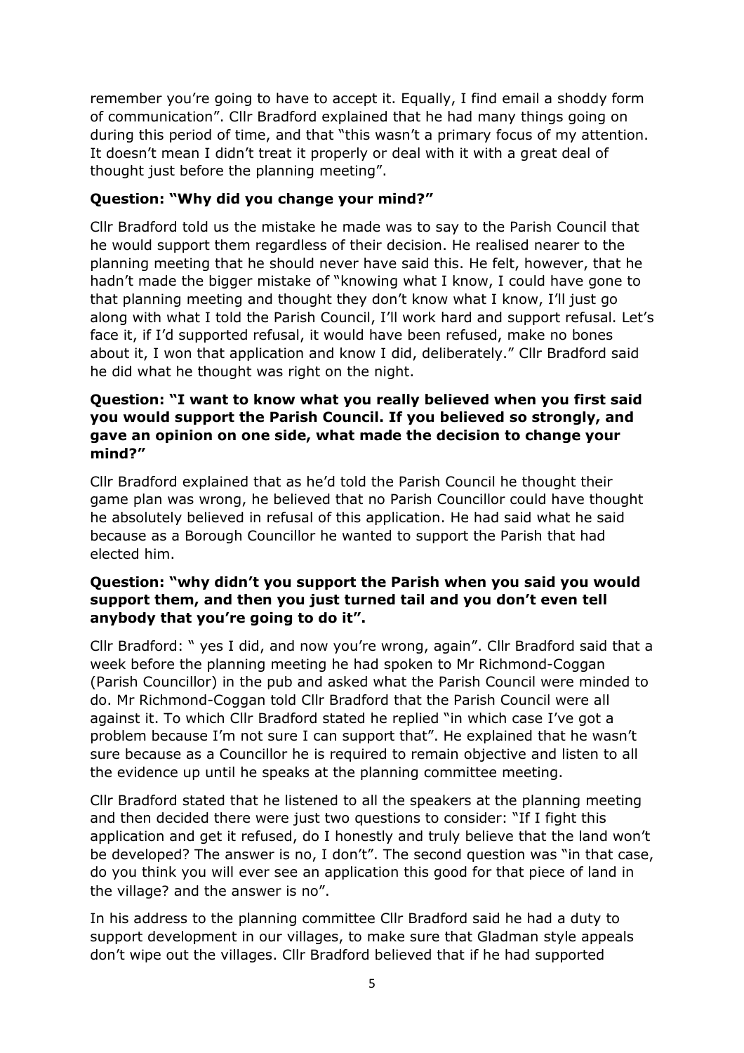remember you're going to have to accept it. Equally, I find email a shoddy form of communication". Cllr Bradford explained that he had many things going on during this period of time, and that "this wasn't a primary focus of my attention. It doesn't mean I didn't treat it properly or deal with it with a great deal of thought just before the planning meeting".

**Question: "Why did you change your mind?"**

Cllr Bradford told us the mistake he made was to say to the Parish Council that he would support them regardless of their decision. He realised nearer to the planning meeting that he should never have said this. He felt, however, that he hadn't made the bigger mistake of "knowing what I know, I could have gone to that planning meeting and thought they don't know what I know, I'll just go along with what I told the Parish Council, I'll work hard and support refusal. Let's face it, if I'd supported refusal, it would have been refused, make no bones about it, I won that application and know I did, deliberately." Cllr Bradford said he did what he thought was right on the night.

**Question: "I want to know what you really believed when you first said you would support the Parish Council. If you believed so strongly, and gave an opinion on one side, what made the decision to change your mind?"**

Cllr Bradford explained that as he'd told the Parish Council he thought their game plan was wrong, he believed that no Parish Councillor could have thought he absolutely believed in refusal of this application. He had said what he said because as a Borough Councillor he wanted to support the Parish that had elected him.

**Question: "why didn't you support the Parish when you said you would support them, and then you just turned tail and you don't even tell anybody that you're going to do it".**

Cllr Bradford: " yes I did, and now you're wrong, again". Cllr Bradford said that a week before the planning meeting he had spoken to Mr Richmond-Coggan (Parish Councillor) in the pub and asked what the Parish Council were minded to do. Mr Richmond-Coggan told Cllr Bradford that the Parish Council were all against it. To which Cllr Bradford stated he replied "in which case I've got a problem because I'm not sure I can support that". He explained that he wasn't sure because as a Councillor he is required to remain objective and listen to all the evidence up until he speaks at the planning committee meeting.

Cllr Bradford stated that he listened to all the speakers at the planning meeting and then decided there were just two questions to consider: "If I fight this application and get it refused, do I honestly and truly believe that the land won't be developed? The answer is no, I don't". The second question was "in that case, do you think you will ever see an application this good for that piece of land in the village? and the answer is no".

In his address to the planning committee Cllr Bradford said he had a duty to support development in our villages, to make sure that Gladman style appeals don't wipe out the villages. Cllr Bradford believed that if he had supported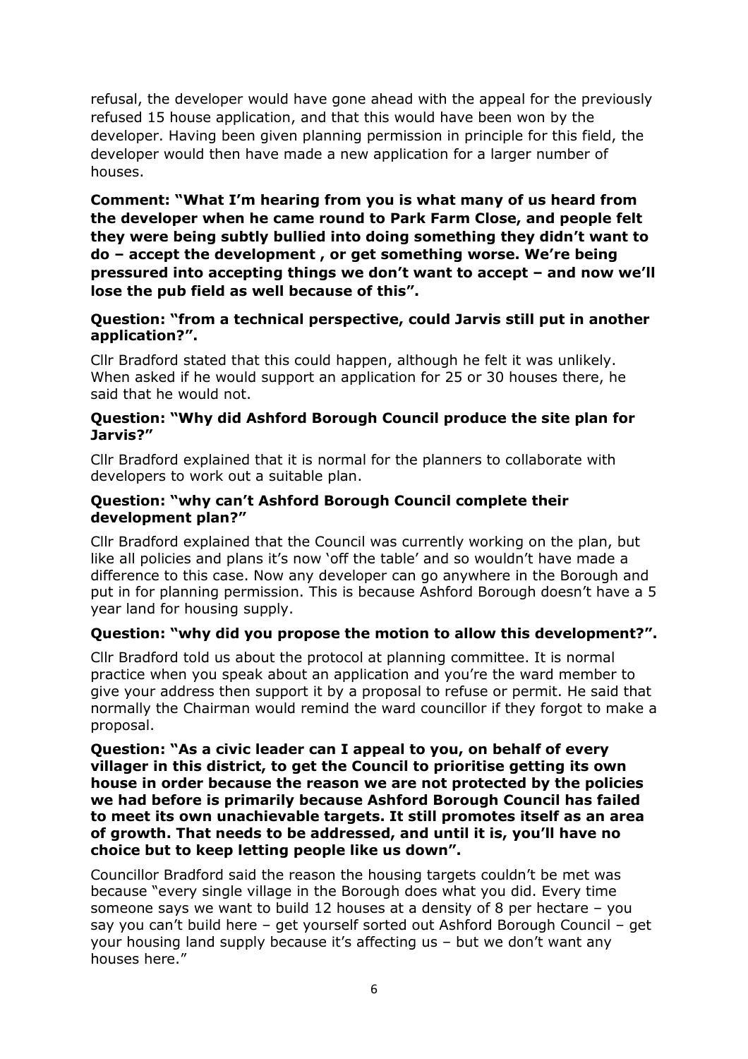refusal, the developer would have gone ahead with the appeal for the previously refused 15 house application, and that this would have been won by the developer. Having been given planning permission in principle for this field, the developer would then have made a new application for a larger number of houses.

**Comment: "What I'm hearing from you is what many of us heard from the developer when he came round to Park Farm Close, and people felt they were being subtly bullied into doing something they didn't want to do – accept the development , or get something worse. We're being pressured into accepting things we don't want to accept – and now we'll lose the pub field as well because of this".**

**Question: "from a technical perspective, could Jarvis still put in another application?".**

Cllr Bradford stated that this could happen, although he felt it was unlikely. When asked if he would support an application for 25 or 30 houses there, he said that he would not.

**Question: "Why did Ashford Borough Council produce the site plan for Jarvis?"**

Cllr Bradford explained that it is normal for the planners to collaborate with developers to work out a suitable plan.

**Question: "why can't Ashford Borough Council complete their development plan?"**

Cllr Bradford explained that the Council was currently working on the plan, but like all policies and plans it's now 'off the table' and so wouldn't have made a difference to this case. Now any developer can go anywhere in the Borough and put in for planning permission. This is because Ashford Borough doesn't have a 5 year land for housing supply.

**Question: "why did you propose the motion to allow this development?".**

Cllr Bradford told us about the protocol at planning committee. It is normal practice when you speak about an application and you're the ward member to give your address then support it by a proposal to refuse or permit. He said that normally the Chairman would remind the ward councillor if they forgot to make a proposal.

**Question: "As a civic leader can I appeal to you, on behalf of every villager in this district, to get the Council to prioritise getting its own house in order because the reason we are not protected by the policies we had before is primarily because Ashford Borough Council has failed to meet its own unachievable targets. It still promotes itself as an area of growth. That needs to be addressed, and until it is, you'll have no choice but to keep letting people like us down".**

Councillor Bradford said the reason the housing targets couldn't be met was because "every single village in the Borough does what you did. Every time someone says we want to build 12 houses at a density of 8 per hectare – you say you can't build here – get yourself sorted out Ashford Borough Council – get your housing land supply because it's affecting us – but we don't want any houses here."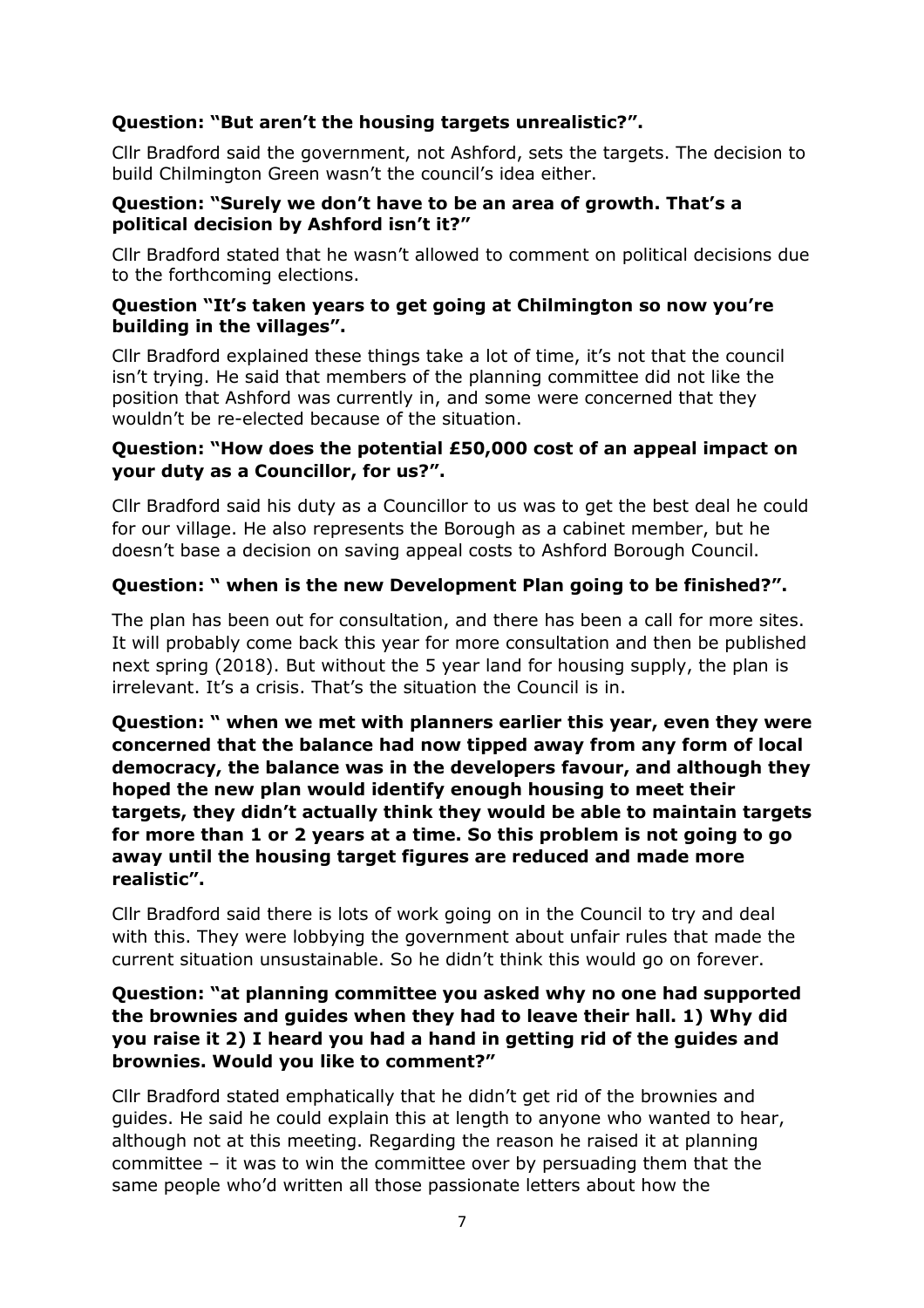**Question: "But aren't the housing targets unrealistic?".**

Cllr Bradford said the government, not Ashford, sets the targets. The decision to build Chilmington Green wasn't the council's idea either.

**Question: "Surely we don't have to be an area of growth. That's a political decision by Ashford isn't it?"**

Cllr Bradford stated that he wasn't allowed to comment on political decisions due to the forthcoming elections.

**Question "It's taken years to get going at Chilmington so now you're building in the villages".**

Cllr Bradford explained these things take a lot of time, it's not that the council isn't trying. He said that members of the planning committee did not like the position that Ashford was currently in, and some were concerned that they wouldn't be re-elected because of the situation.

**Question: "How does the potential £50,000 cost of an appeal impact on your duty as a Councillor, for us?".**

Cllr Bradford said his duty as a Councillor to us was to get the best deal he could for our village. He also represents the Borough as a cabinet member, but he doesn't base a decision on saving appeal costs to Ashford Borough Council.

**Question: " when is the new Development Plan going to be finished?".**

The plan has been out for consultation, and there has been a call for more sites. It will probably come back this year for more consultation and then be published next spring (2018). But without the 5 year land for housing supply, the plan is irrelevant. It's a crisis. That's the situation the Council is in.

**Question: " when we met with planners earlier this year, even they were concerned that the balance had now tipped away from any form of local democracy, the balance was in the developers favour, and although they hoped the new plan would identify enough housing to meet their targets, they didn't actually think they would be able to maintain targets for more than 1 or 2 years at a time. So this problem is not going to go away until the housing target figures are reduced and made more realistic".**

Cllr Bradford said there is lots of work going on in the Council to try and deal with this. They were lobbying the government about unfair rules that made the current situation unsustainable. So he didn't think this would go on forever.

**Question: "at planning committee you asked why no one had supported the brownies and guides when they had to leave their hall. 1) Why did you raise it 2) I heard you had a hand in getting rid of the guides and brownies. Would you like to comment?"**

Cllr Bradford stated emphatically that he didn't get rid of the brownies and guides. He said he could explain this at length to anyone who wanted to hear, although not at this meeting. Regarding the reason he raised it at planning committee – it was to win the committee over by persuading them that the same people who'd written all those passionate letters about how the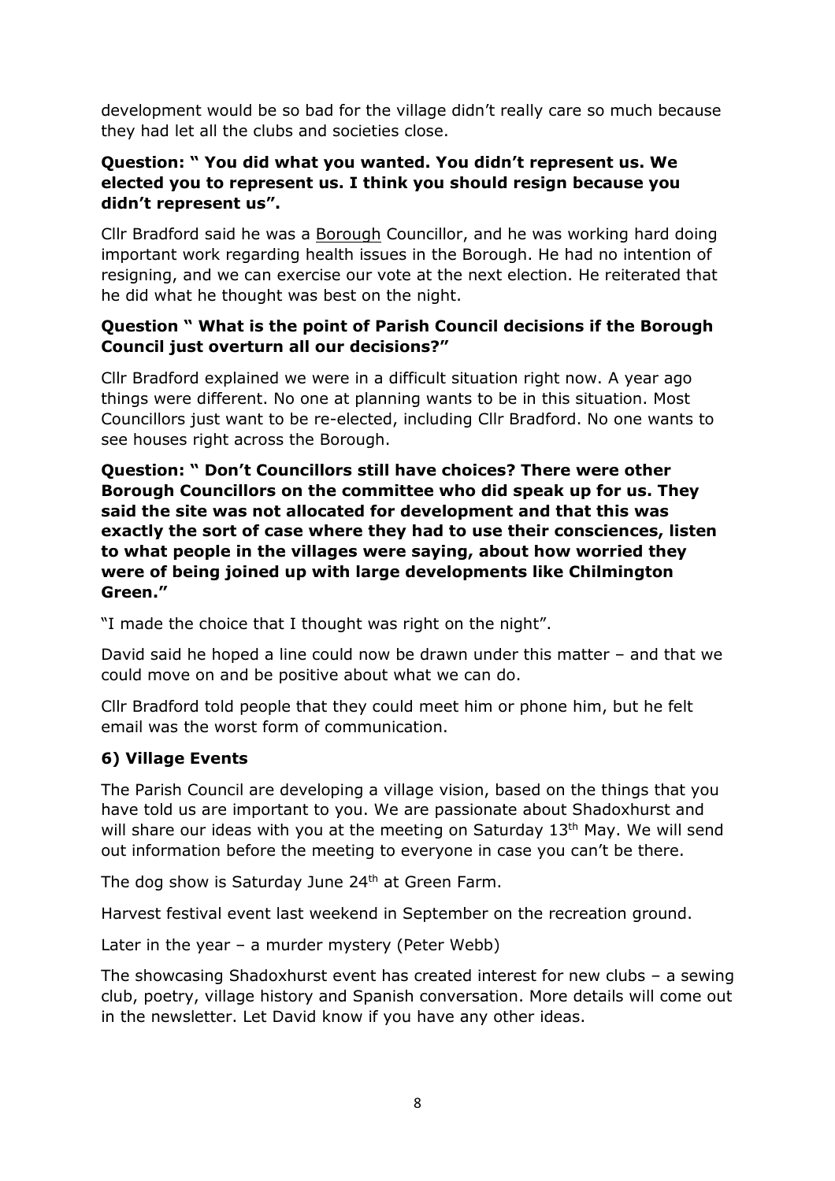development would be so bad for the village didn't really care so much because they had let all the clubs and societies close.

**Question: " You did what you wanted. You didn't represent us. We elected you to represent us. I think you should resign because you didn't represent us".**

Cllr Bradford said he was a <u>Borough</u> Councillor, and he was working hard doing important work regarding health issues in the Borough. He had no intention of resigning, and we can exercise our vote at the next election. He reiterated that he did what he thought was best on the night.

**Question " What is the point of Parish Council decisions if the Borough Council just overturn all our decisions?"**

Cllr Bradford explained we were in a difficult situation right now. A year ago things were different. No one at planning wants to be in this situation. Most Councillors just want to be re-elected, including Cllr Bradford. No one wants to see houses right across the Borough.

**Question: " Don't Councillors still have choices? There were other Borough Councillors on the committee who did speak up for us. They said the site was not allocated for development and that this was exactly the sort of case where they had to use their consciences, listen to what people in the villages were saying, about how worried they were of being joined up with large developments like Chilmington Green."**

"I made the choice that I thought was right on the night".

David said he hoped a line could now be drawn under this matter – and that we could move on and be positive about what we can do.

Cllr Bradford told people that they could meet him or phone him, but he felt email was the worst form of communication.

### 6) Village Events

The Parish Council are developing a village vision, based on the things that you have told us are important to you. We are passionate about Shadoxhurst and will share our ideas with you at the meeting on Saturday 13th May. We will send out information before the meeting to everyone in case you can't be there.

The dog show is Saturday June 24th at Green Farm.

Harvest festival event last weekend in September on the recreation ground.

Later in the year – a murder mystery (Peter Webb)

The showcasing Shadoxhurst event has created interest for new clubs – a sewing club, poetry, village history and Spanish conversation. More details will come out in the newsletter. Let David know if you have any other ideas.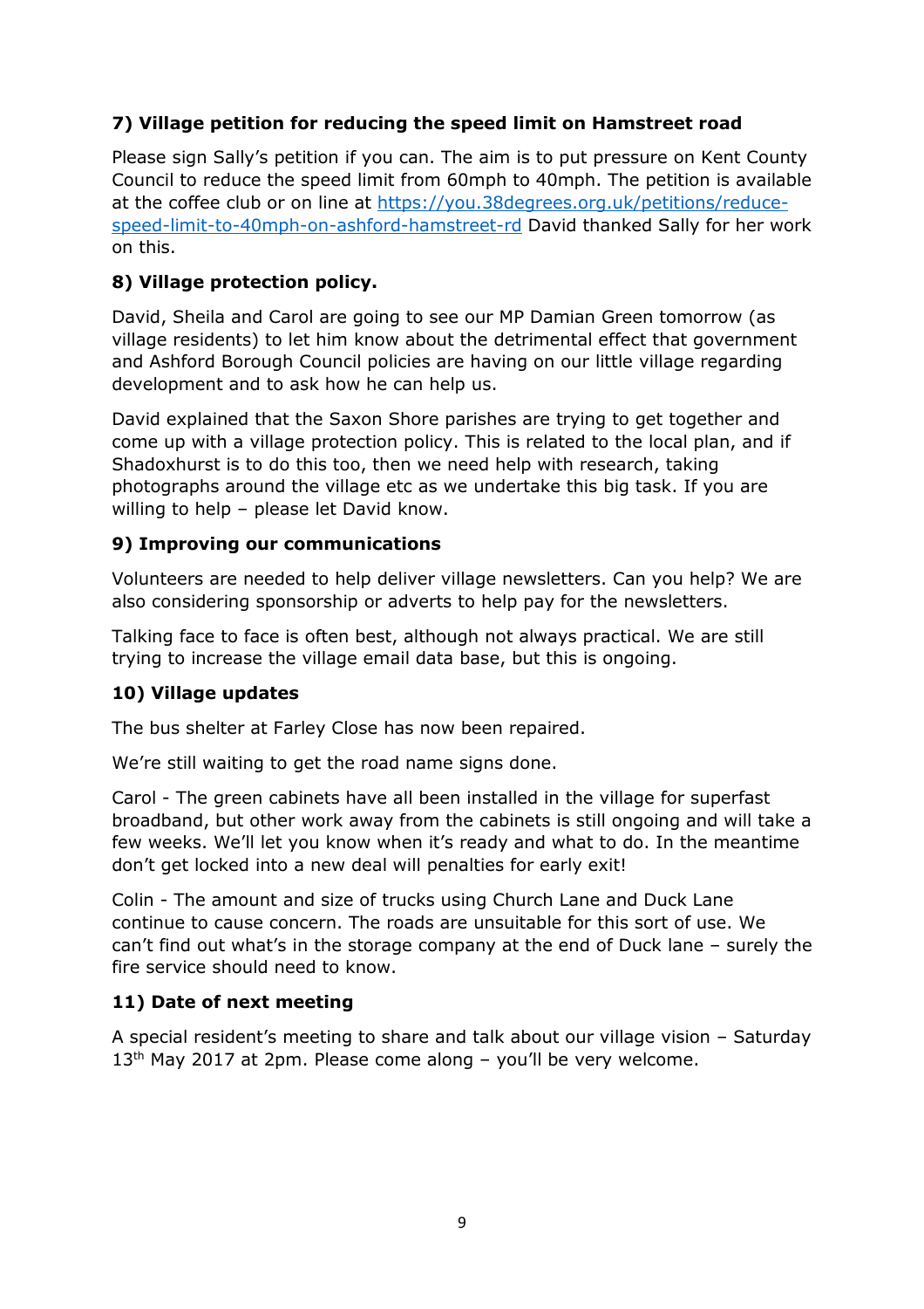### 7) Village petition for reducing the speed limit on Hamstreet road

Please sign Sally's petition if you can. The aim is to put pressure on Kent County Council to reduce the speed limit from 60mph to 40mph. The petition is available at the coffee club or on line at https://you.38degrees.org.uk/petitions/reduce-speed-limit-to-40mph-on-ashford-hamstreet-rd David thanked Sally for her work on this.

### 8) Village protection policy.

David, Sheila and Carol are going to see our MP Damian Green tomorrow (as village residents) to let him know about the detrimental effect that government and Ashford Borough Council policies are having on our little village regarding development and to ask how he can help us.

David explained that the Saxon Shore parishes are trying to get together and come up with a village protection policy. This is related to the local plan, and if Shadoxhurst is to do this too, then we need help with research, taking photographs around the village etc as we undertake this big task. If you are willing to help – please let David know.

### 9) Improving our communications

Volunteers are needed to help deliver village newsletters. Can you help? We are also considering sponsorship or adverts to help pay for the newsletters.

Talking face to face is often best, although not always practical. We are still trying to increase the village email data base, but this is ongoing.

### 10) Village updates

The bus shelter at Farley Close has now been repaired.

We're still waiting to get the road name signs done.

Carol - The green cabinets have all been installed in the village for superfast broadband, but other work away from the cabinets is still ongoing and will take a few weeks. We'll let you know when it's ready and what to do. In the meantime don't get locked into a new deal will penalties for early exit!

Colin - The amount and size of trucks using Church Lane and Duck Lane continue to cause concern. The roads are unsuitable for this sort of use. We can't find out what's in the storage company at the end of Duck lane – surely the fire service should need to know.

### 11) Date of next meeting

A special resident's meeting to share and talk about our village vision – Saturday 13th May 2017 at 2pm. Please come along – you'll be very welcome.